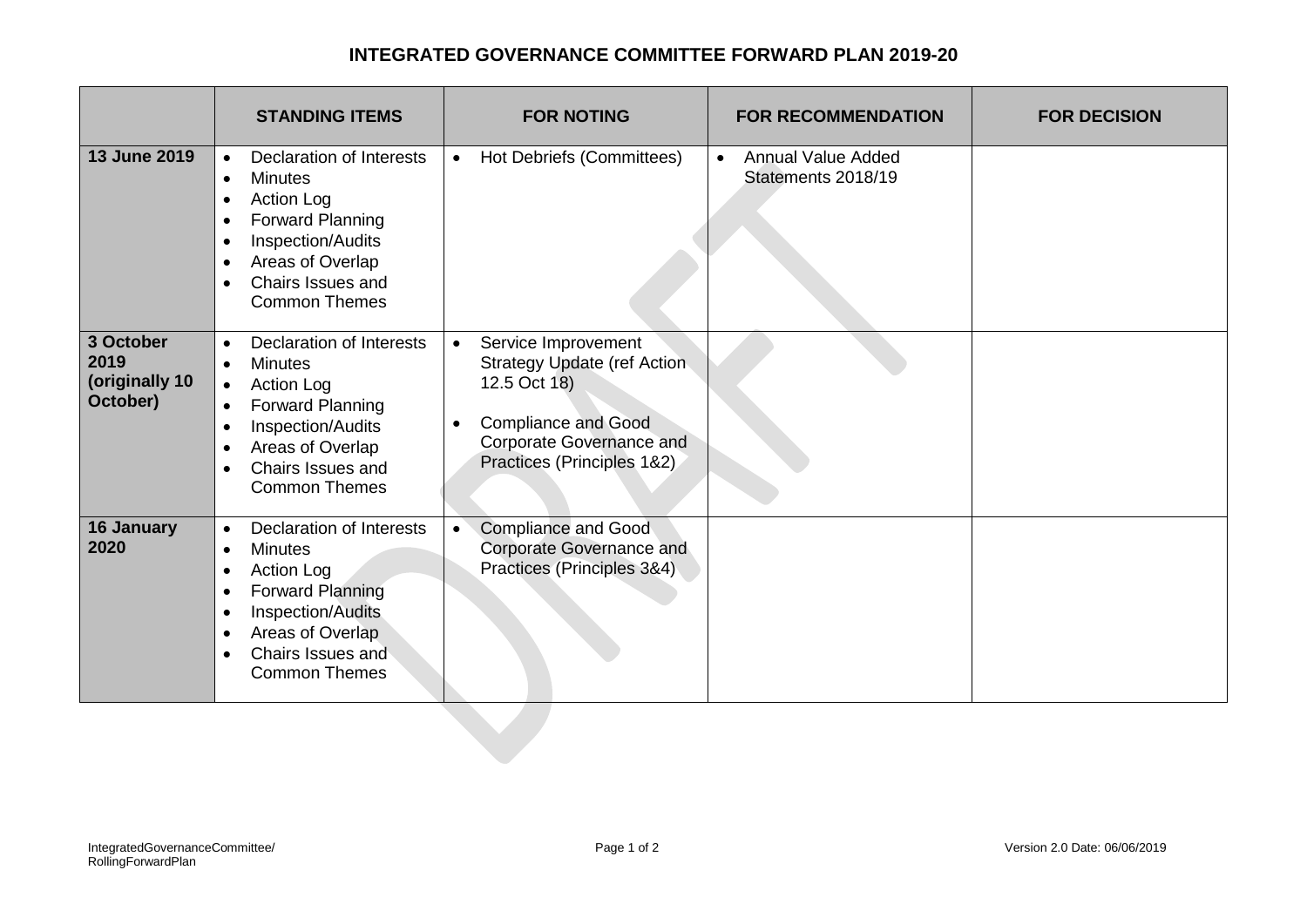# INTEGRATED GOVERNANCE COMMITTEE FORWARD PLAN 2019-20

| | STANDING ITEMS | FOR NOTING | FOR RECOMMENDATION | FOR DECISION |
|---|---|---|---|---|
| **13 June 2019** | • Declaration of Interests<br>• Minutes<br>• Action Log<br>• Forward Planning<br>• Inspection/Audits<br>• Areas of Overlap<br>• Chairs Issues and Common Themes | • Hot Debriefs (Committees) | • Annual Value Added Statements 2018/19 | |
| **3 October 2019 (originally 10 October)** | • Declaration of Interests<br>• Minutes<br>• Action Log<br>• Forward Planning<br>• Inspection/Audits<br>• Areas of Overlap<br>• Chairs Issues and Common Themes | • Service Improvement Strategy Update (ref Action 12.5 Oct 18)<br>• Compliance and Good Corporate Governance and Practices (Principles 1&2) | | |
| **16 January 2020** | • Declaration of Interests<br>• Minutes<br>• Action Log<br>• Forward Planning<br>• Inspection/Audits<br>• Areas of Overlap<br>• Chairs Issues and Common Themes | • Compliance and Good Corporate Governance and Practices (Principles 3&4) | | |

IntegratedGovernanceCommittee/RollingForwardPlan

Version 2.0 Date: 06/06/2019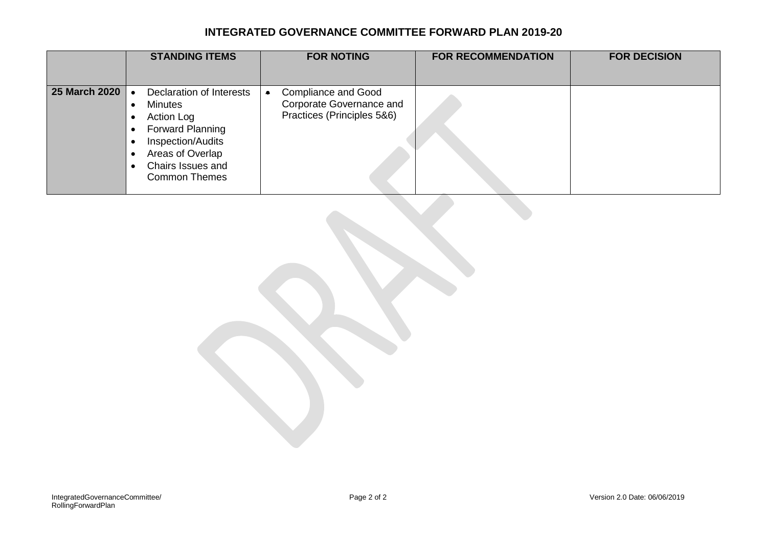# INTEGRATED GOVERNANCE COMMITTEE FORWARD PLAN 2019-20

| | STANDING ITEMS | FOR NOTING | FOR RECOMMENDATION | FOR DECISION |
|---|---|---|---|---|
| **25 March 2020** | • Declaration of Interests<br>• Minutes<br>• Action Log<br>• Forward Planning<br>• Inspection/Audits<br>• Areas of Overlap<br>• Chairs Issues and Common Themes | • Compliance and Good Corporate Governance and Practices (Principles 5&6) | | |

DRAFT